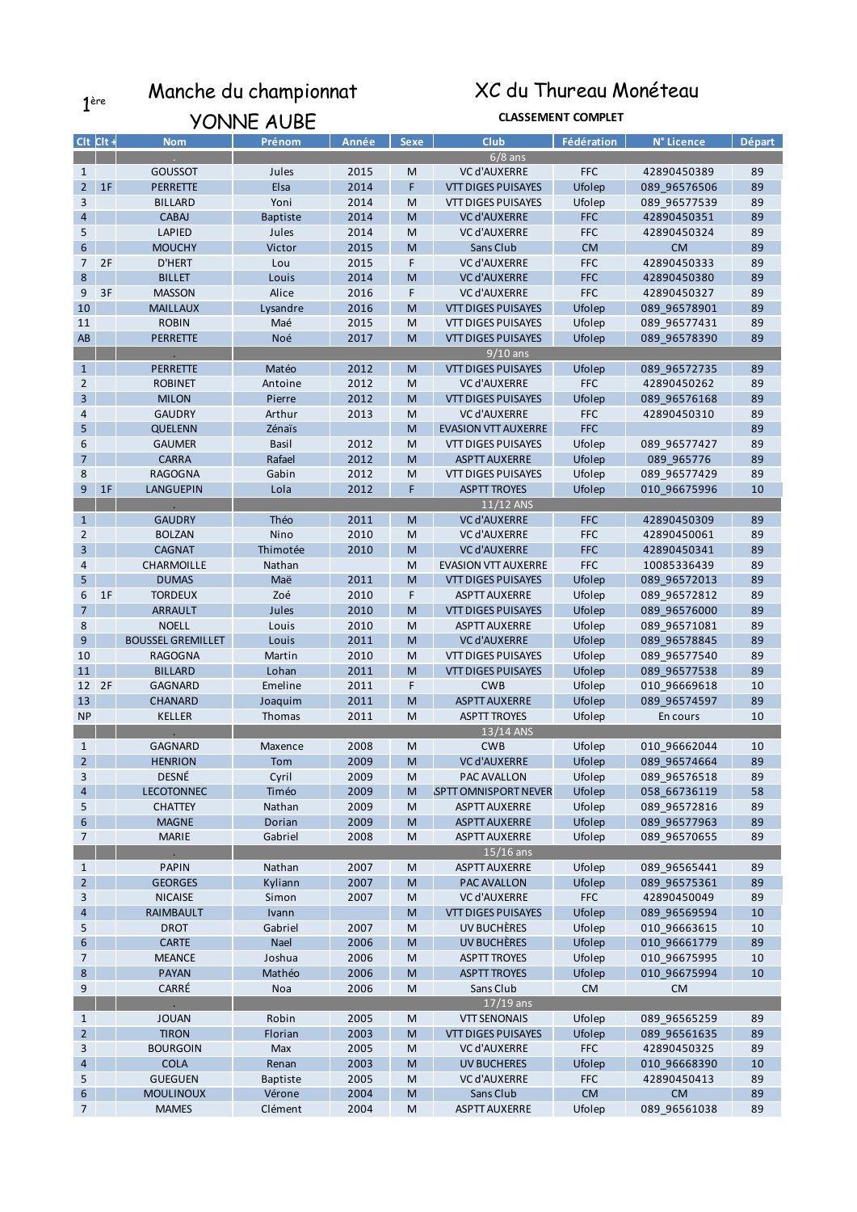1[ère] Manche du championnat YONNE AUBE

XC du Thureau Monéteau

CLASSEMENT COMPLET

| Clt | Clt + | Nom | Prénom | Année | Sexe | Club | Fédération | N° Licence | Départ |
|---|---|---|---|---|---|---|---|---|---|
| | | . | | | | 6/8 ans | | | |
| 1 | | GOUSSOT | Jules | 2015 | M | VC d'AUXERRE | FFC | 42890450389 | 89 |
| 2 | 1F | PERRETTE | Elsa | 2014 | F | VTT DIGES PUISAYES | Ufolep | 089_96576506 | 89 |
| 3 | | BILLARD | Yoni | 2014 | M | VTT DIGES PUISAYES | Ufolep | 089_96577539 | 89 |
| 4 | | CABAJ | Baptiste | 2014 | M | VC d'AUXERRE | FFC | 42890450351 | 89 |
| 5 | | LAPIED | Jules | 2014 | M | VC d'AUXERRE | FFC | 42890450324 | 89 |
| 6 | | MOUCHY | Victor | 2015 | M | Sans Club | CM | CM | 89 |
| 7 | 2F | D'HERT | Lou | 2015 | F | VC d'AUXERRE | FFC | 42890450333 | 89 |
| 8 | | BILLET | Louis | 2014 | M | VC d'AUXERRE | FFC | 42890450380 | 89 |
| 9 | 3F | MASSON | Alice | 2016 | F | VC d'AUXERRE | FFC | 42890450327 | 89 |
| 10 | | MAILLAUX | Lysandre | 2016 | M | VTT DIGES PUISAYES | Ufolep | 089_96578901 | 89 |
| 11 | | ROBIN | Maé | 2015 | M | VTT DIGES PUISAYES | Ufolep | 089_96577431 | 89 |
| AB | | PERRETTE | Noé | 2017 | M | VTT DIGES PUISAYES | Ufolep | 089_96578390 | 89 |
| | | . | | | | 9/10 ans | | | |
| 1 | | PERRETTE | Matéo | 2012 | M | VTT DIGES PUISAYES | Ufolep | 089_96572735 | 89 |
| 2 | | ROBINET | Antoine | 2012 | M | VC d'AUXERRE | FFC | 42890450262 | 89 |
| 3 | | MILON | Pierre | 2012 | M | VTT DIGES PUISAYES | Ufolep | 089_96576168 | 89 |
| 4 | | GAUDRY | Arthur | 2013 | M | VC d'AUXERRE | FFC | 42890450310 | 89 |
| 5 | | QUELENN | Zénaïs | | M | EVASION VTT AUXERRE | FFC | | 89 |
| 6 | | GAUMER | Basil | 2012 | M | VTT DIGES PUISAYES | Ufolep | 089_96577427 | 89 |
| 7 | | CARRA | Rafael | 2012 | M | ASPTT AUXERRE | Ufolep | 089_965776 | 89 |
| 8 | | RAGOGNA | Gabin | 2012 | M | VTT DIGES PUISAYES | Ufolep | 089_96577429 | 89 |
| 9 | 1F | LANGUEPIN | Lola | 2012 | F | ASPTT TROYES | Ufolep | 010_96675996 | 10 |
| | | . | | | | 11/12 ANS | | | |
| 1 | | GAUDRY | Théo | 2011 | M | VC d'AUXERRE | FFC | 42890450309 | 89 |
| 2 | | BOLZAN | Nino | 2010 | M | VC d'AUXERRE | FFC | 42890450061 | 89 |
| 3 | | CAGNAT | Thimotée | 2010 | M | VC d'AUXERRE | FFC | 42890450341 | 89 |
| 4 | | CHARMOILLE | Nathan | | M | EVASION VTT AUXERRE | FFC | 10085336439 | 89 |
| 5 | | DUMAS | Maë | 2011 | M | VTT DIGES PUISAYES | Ufolep | 089_96572013 | 89 |
| 6 | 1F | TORDEUX | Zoé | 2010 | F | ASPTT AUXERRE | Ufolep | 089_96572812 | 89 |
| 7 | | ARRAULT | Jules | 2010 | M | VTT DIGES PUISAYES | Ufolep | 089_96576000 | 89 |
| 8 | | NOELL | Louis | 2010 | M | ASPTT AUXERRE | Ufolep | 089_96571081 | 89 |
| 9 | | BOUSSEL GREMILLET | Louis | 2011 | M | VC d'AUXERRE | Ufolep | 089_96578845 | 89 |
| 10 | | RAGOGNA | Martin | 2010 | M | VTT DIGES PUISAYES | Ufolep | 089_96577540 | 89 |
| 11 | | BILLARD | Lohan | 2011 | M | VTT DIGES PUISAYES | Ufolep | 089_96577538 | 89 |
| 12 | 2F | GAGNARD | Emeline | 2011 | F | CWB | Ufolep | 010_96669618 | 10 |
| 13 | | CHANARD | Joaquim | 2011 | M | ASPTT AUXERRE | Ufolep | 089_96574597 | 89 |
| NP | | KELLER | Thomas | 2011 | M | ASPTT TROYES | Ufolep | En cours | 10 |
| | | . | | | | 13/14 ANS | | | |
| 1 | | GAGNARD | Maxence | 2008 | M | CWB | Ufolep | 010_96662044 | 10 |
| 2 | | HENRION | Tom | 2009 | M | VC d'AUXERRE | Ufolep | 089_96574664 | 89 |
| 3 | | DESNÉ | Cyril | 2009 | M | PAC AVALLON | Ufolep | 089_96576518 | 89 |
| 4 | | LECOTONNEC | Timéo | 2009 | M | ŚPTT OMNISPORT NEVER | Ufolep | 058_66736119 | 58 |
| 5 | | CHATTEY | Nathan | 2009 | M | ASPTT AUXERRE | Ufolep | 089_96572816 | 89 |
| 6 | | MAGNE | Dorian | 2009 | M | ASPTT AUXERRE | Ufolep | 089_96577963 | 89 |
| 7 | | MARIE | Gabriel | 2008 | M | ASPTT AUXERRE | Ufolep | 089_96570655 | 89 |
| | | . | | | | 15/16 ans | | | |
| 1 | | PAPIN | Nathan | 2007 | M | ASPTT AUXERRE | Ufolep | 089_96565441 | 89 |
| 2 | | GEORGES | Kyliann | 2007 | M | PAC AVALLON | Ufolep | 089_96575361 | 89 |
| 3 | | NICAISE | Simon | 2007 | M | VC d'AUXERRE | FFC | 42890450049 | 89 |
| 4 | | RAIMBAULT | Ivann | | M | VTT DIGES PUISAYES | Ufolep | 089_96569594 | 10 |
| 5 | | DROT | Gabriel | 2007 | M | UV BUCHÈRES | Ufolep | 010_96663615 | 10 |
| 6 | | CARTE | Nael | 2006 | M | UV BUCHÈRES | Ufolep | 010_96661779 | 89 |
| 7 | | MEANCE | Joshua | 2006 | M | ASPTT TROYES | Ufolep | 010_96675995 | 10 |
| 8 | | PAYAN | Mathéo | 2006 | M | ASPTT TROYES | Ufolep | 010_96675994 | 10 |
| 9 | | CARRÉ | Noa | 2006 | M | Sans Club | CM | CM | |
| | | . | | | | 17/19 ans | | | |
| 1 | | JOUAN | Robin | 2005 | M | VTT SENONAIS | Ufolep | 089_96565259 | 89 |
| 2 | | TIRON | Florian | 2003 | M | VTT DIGES PUISAYES | Ufolep | 089_96561635 | 89 |
| 3 | | BOURGOIN | Max | 2005 | M | VC d'AUXERRE | FFC | 42890450325 | 89 |
| 4 | | COLA | Renan | 2003 | M | UV BUCHERES | Ufolep | 010_96668390 | 10 |
| 5 | | GUEGUEN | Baptiste | 2005 | M | VC d'AUXERRE | FFC | 42890450413 | 89 |
| 6 | | MOULINOUX | Vérone | 2004 | M | Sans Club | CM | CM | 89 |
| 7 | | MAMES | Clément | 2004 | M | ASPTT AUXERRE | Ufolep | 089_96561038 | 89 |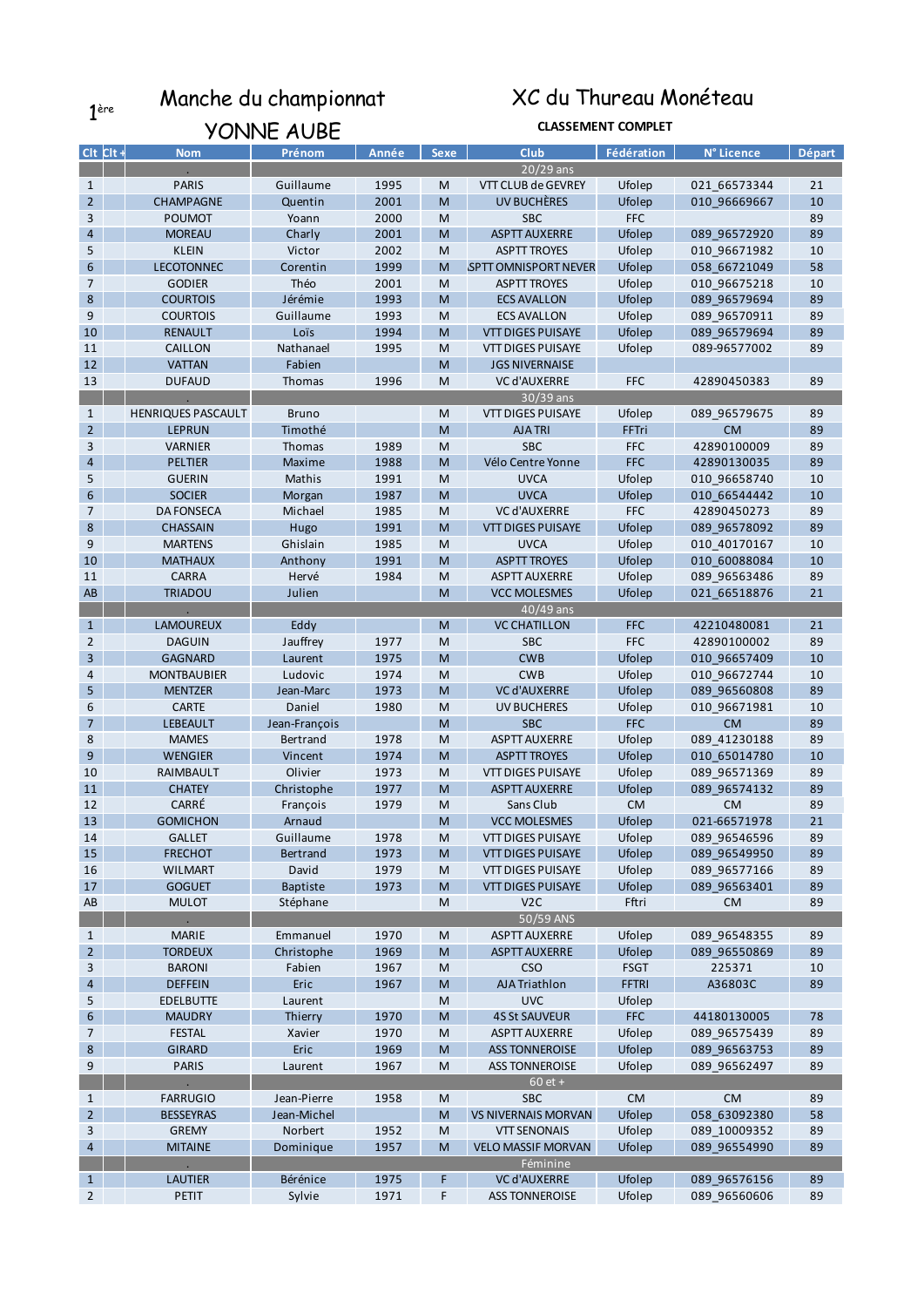1[ère] Manche du championnat YONNE AUBE

# XC du Thureau Monéteau

**CLASSEMENT COMPLET**

| Clt | Clt + | Nom | Prénom | Année | Sexe | Club | Fédération | N° Licence | Départ |
|---|---|---|---|---|---|---|---|---|---|
| | . | | 20/29 ans | | | | | | |
| 1 | | PARIS | Guillaume | 1995 | M | VTT CLUB de GEVREY | Ufolep | 021_66573344 | 21 |
| 2 | | CHAMPAGNE | Quentin | 2001 | M | UV BUCHÈRES | Ufolep | 010_96669667 | 10 |
| 3 | | POUMOT | Yoann | 2000 | M | SBC | FFC | | 89 |
| 4 | | MOREAU | Charly | 2001 | M | ASPTT AUXERRE | Ufolep | 089_96572920 | 89 |
| 5 | | KLEIN | Victor | 2002 | M | ASPTT TROYES | Ufolep | 010_96671982 | 10 |
| 6 | | LECOTONNEC | Corentin | 1999 | M | SPTT OMNISPORT NEVER | Ufolep | 058_66721049 | 58 |
| 7 | | GODIER | Théo | 2001 | M | ASPTT TROYES | Ufolep | 010_66675218 | 10 |
| 8 | | COURTOIS | Jérémie | 1993 | M | ECS AVALLON | Ufolep | 089_96579694 | 89 |
| 9 | | COURTOIS | Guillaume | 1993 | M | ECS AVALLON | Ufolep | 089_96570911 | 89 |
| 10 | | RENAULT | Loïs | 1994 | M | VTT DIGES PUISAYE | Ufolep | 089_96579694 | 89 |
| 11 | | CAILLON | Nathanael | 1995 | M | VTT DIGES PUISAYE | Ufolep | 089-96577002 | 89 |
| 12 | | VATTAN | Fabien | | M | JGS NIVERNAISE | | | |
| 13 | | DUFAUD | Thomas | 1996 | M | VC d'AUXERRE | FFC | 42890450383 | 89 |
| | . | | 30/39 ans | | | | | | |
| 1 | | HENRIQUES PASCAULT | Bruno | | M | VTT DIGES PUISAYE | Ufolep | 089_96579675 | 89 |
| 2 | | LEPRUN | Timothé | | M | AJA TRI | FFTri | CM | 89 |
| 3 | | VARNIER | Thomas | 1989 | M | SBC | FFC | 42890100009 | 89 |
| 4 | | PELTIER | Maxime | 1988 | M | Vélo Centre Yonne | FFC | 42890130035 | 89 |
| 5 | | GUERIN | Mathis | 1991 | M | UVCA | Ufolep | 010_96658740 | 10 |
| 6 | | SOCIER | Morgan | 1987 | M | UVCA | Ufolep | 010_66544442 | 10 |
| 7 | | DA FONSECA | Michael | 1985 | M | VC d'AUXERRE | FFC | 42890450273 | 89 |
| 8 | | CHASSAIN | Hugo | 1991 | M | VTT DIGES PUISAYE | Ufolep | 089_96578092 | 89 |
| 9 | | MARTENS | Ghislain | 1985 | M | UVCA | Ufolep | 010_40170167 | 10 |
| 10 | | MATHAUX | Anthony | 1991 | M | ASPTT TROYES | Ufolep | 010_60088084 | 10 |
| 11 | | CARRA | Hervé | 1984 | M | ASPTT AUXERRE | Ufolep | 089_96563486 | 89 |
| AB | | TRIADOU | Julien | | M | VCC MOLESMES | Ufolep | 021_66518876 | 21 |
| | . | | 40/49 ans | | | | | | |
| 1 | | LAMOUREUX | Eddy | | M | VC CHATILLON | FFC | 42210480081 | 21 |
| 2 | | DAGUIN | Jauffrey | 1977 | M | SBC | FFC | 42890100002 | 89 |
| 3 | | GAGNARD | Laurent | 1975 | M | CWB | Ufolep | 010_96657409 | 10 |
| 4 | | MONTBAUBIER | Ludovic | 1974 | M | CWB | Ufolep | 010_96672744 | 10 |
| 5 | | MENTZER | Jean-Marc | 1973 | M | VC d'AUXERRE | Ufolep | 089_96560808 | 89 |
| 6 | | CARTE | Daniel | 1980 | M | UV BUCHERES | Ufolep | 010_96671981 | 10 |
| 7 | | LEBEAULT | Jean-François | | M | SBC | FFC | CM | 89 |
| 8 | | MAMES | Bertrand | 1978 | M | ASPTT AUXERRE | Ufolep | 089_41230188 | 89 |
| 9 | | WENGIER | Vincent | 1974 | M | ASPTT TROYES | Ufolep | 010_65014780 | 10 |
| 10 | | RAIMBAULT | Olivier | 1973 | M | VTT DIGES PUISAYE | Ufolep | 089_96571369 | 89 |
| 11 | | CHATEY | Christophe | 1977 | M | ASPTT AUXERRE | Ufolep | 089_96574132 | 89 |
| 12 | | CARRÉ | François | 1979 | M | Sans Club | CM | CM | 89 |
| 13 | | GOMICHON | Arnaud | | M | VCC MOLESMES | Ufolep | 021-66571978 | 21 |
| 14 | | GALLET | Guillaume | 1978 | M | VTT DIGES PUISAYE | Ufolep | 089_96546596 | 89 |
| 15 | | FRECHOT | Bertrand | 1973 | M | VTT DIGES PUISAYE | Ufolep | 089_96549950 | 89 |
| 16 | | WILMART | David | 1979 | M | VTT DIGES PUISAYE | Ufolep | 089_96577166 | 89 |
| 17 | | GOGUET | Baptiste | 1973 | M | VTT DIGES PUISAYE | Ufolep | 089_96563401 | 89 |
| AB | | MULOT | Stéphane | | M | V2C | Fftri | CM | 89 |
| | . | | 50/59 ANS | | | | | | |
| 1 | | MARIE | Emmanuel | 1970 | M | ASPTT AUXERRE | Ufolep | 089_96548355 | 89 |
| 2 | | TORDEUX | Christophe | 1969 | M | ASPTT AUXERRE | Ufolep | 089_96550869 | 89 |
| 3 | | BARONI | Fabien | 1967 | M | CSO | FSGT | 225371 | 10 |
| 4 | | DEFFEIN | Eric | 1967 | M | AJA Triathlon | FFTRI | A36803C | 89 |
| 5 | | EDELBUTTE | Laurent | | M | UVC | Ufolep | | |
| 6 | | MAUDRY | Thierry | 1970 | M | 4S St SAUVEUR | FFC | 44180130005 | 78 |
| 7 | | FESTAL | Xavier | 1970 | M | ASPTT AUXERRE | Ufolep | 089_96575439 | 89 |
| 8 | | GIRARD | Eric | 1969 | M | ASS TONNEROISE | Ufolep | 089_96563753 | 89 |
| 9 | | PARIS | Laurent | 1967 | M | ASS TONNEROISE | Ufolep | 089_96562497 | 89 |
| | . | | 60 et + | | | | | | |
| 1 | | FARRUGIO | Jean-Pierre | 1958 | M | SBC | CM | CM | 89 |
| 2 | | BESSEYRAS | Jean-Michel | | M | VS NIVERNAIS MORVAN | Ufolep | 058_63092380 | 58 |
| 3 | | GREMY | Norbert | 1952 | M | VTT SENONAIS | Ufolep | 089_10009352 | 89 |
| 4 | | MITAINE | Dominique | 1957 | M | VELO MASSIF MORVAN | Ufolep | 089_96554990 | 89 |
| | . | | Féminine | | | | | | |
| 1 | | LAUTIER | Bérénice | 1975 | F | VC d'AUXERRE | Ufolep | 089_96576156 | 89 |
| 2 | | PETIT | Sylvie | 1971 | F | ASS TONNEROISE | Ufolep | 089_96560606 | 89 |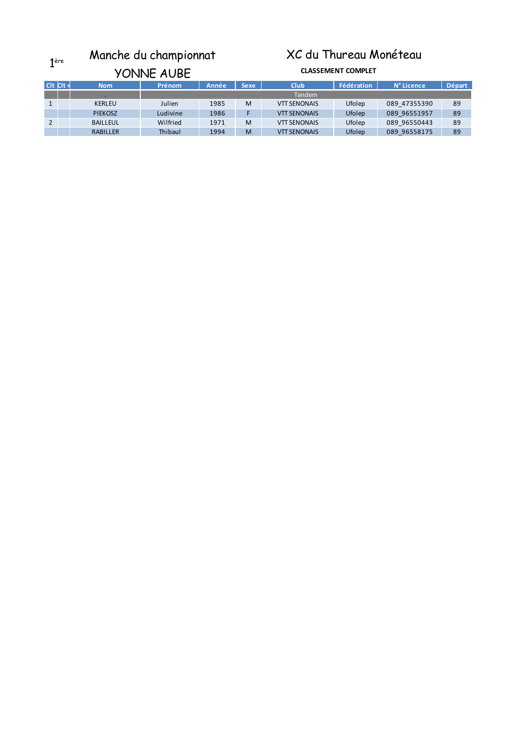1[ère] Manche du championnat

YONNE AUBE

# XC du Thureau Monéteau

**CLASSEMENT COMPLET**

| Clt | Clt + | Nom | Prénom | Année | Sexe | Club | Fédération | N° Licence | Départ |
|---|---|---|---|---|---|---|---|---|---|
| | | . | Tandem | | | | | | |
| 1 | | KERLEU | Julien | 1985 | M | VTT SENONAIS | Ufolep | 089_47355390 | 89 |
| | | PIEKOSZ | Ludivine | 1986 | F | VTT SENONAIS | Ufolep | 089_96551957 | 89 |
| 2 | | BAILLEUL | Wilfried | 1971 | M | VTT SENONAIS | Ufolep | 089_96550443 | 89 |
| | | RABILLER | Thibaul | 1994 | M | VTT SENONAIS | Ufolep | 089_96558175 | 89 |